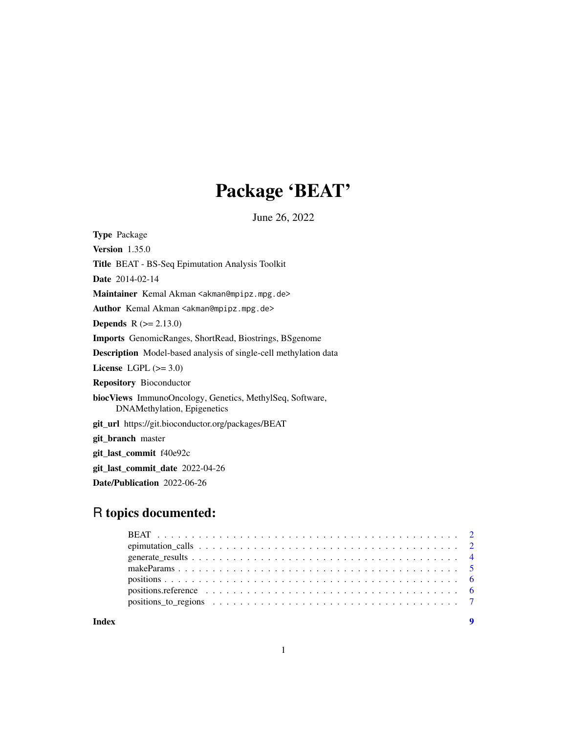# Package 'BEAT'

June 26, 2022

**Type** Package

**Version** 1.35.0

**Title** BEAT - BS-Seq Epimutation Analysis Toolkit

**Date** 2014-02-14

**Maintainer** Kemal Akman <akman@mpipz.mpg.de>

**Author** Kemal Akman <akman@mpipz.mpg.de>

**Depends** R (>= 2.13.0)

**Imports** GenomicRanges, ShortRead, Biostrings, BSgenome

**Description** Model-based analysis of single-cell methylation data

**License** LGPL (>= 3.0)

**Repository** Bioconductor

**biocViews** ImmunoOncology, Genetics, MethylSeq, Software, DNAMethylation, Epigenetics

**git_url** https://git.bioconductor.org/packages/BEAT

**git_branch** master

**git_last_commit** f40e92c

**git_last_commit_date** 2022-04-26

**Date/Publication** 2022-06-26

## R topics documented:

- BEAT . . . . . . . . . . . . . . . . . . . . . . . . . . . . . . . . . . . . . . . . . . 2
- epimutation_calls . . . . . . . . . . . . . . . . . . . . . . . . . . . . . . . . . . . . 2
- generate_results . . . . . . . . . . . . . . . . . . . . . . . . . . . . . . . . . . . . 4
- makeParams . . . . . . . . . . . . . . . . . . . . . . . . . . . . . . . . . . . . . . 5
- positions . . . . . . . . . . . . . . . . . . . . . . . . . . . . . . . . . . . . . . . . 6
- positions.reference . . . . . . . . . . . . . . . . . . . . . . . . . . . . . . . . . . . 6
- positions_to_regions . . . . . . . . . . . . . . . . . . . . . . . . . . . . . . . . . . 7

**Index** 9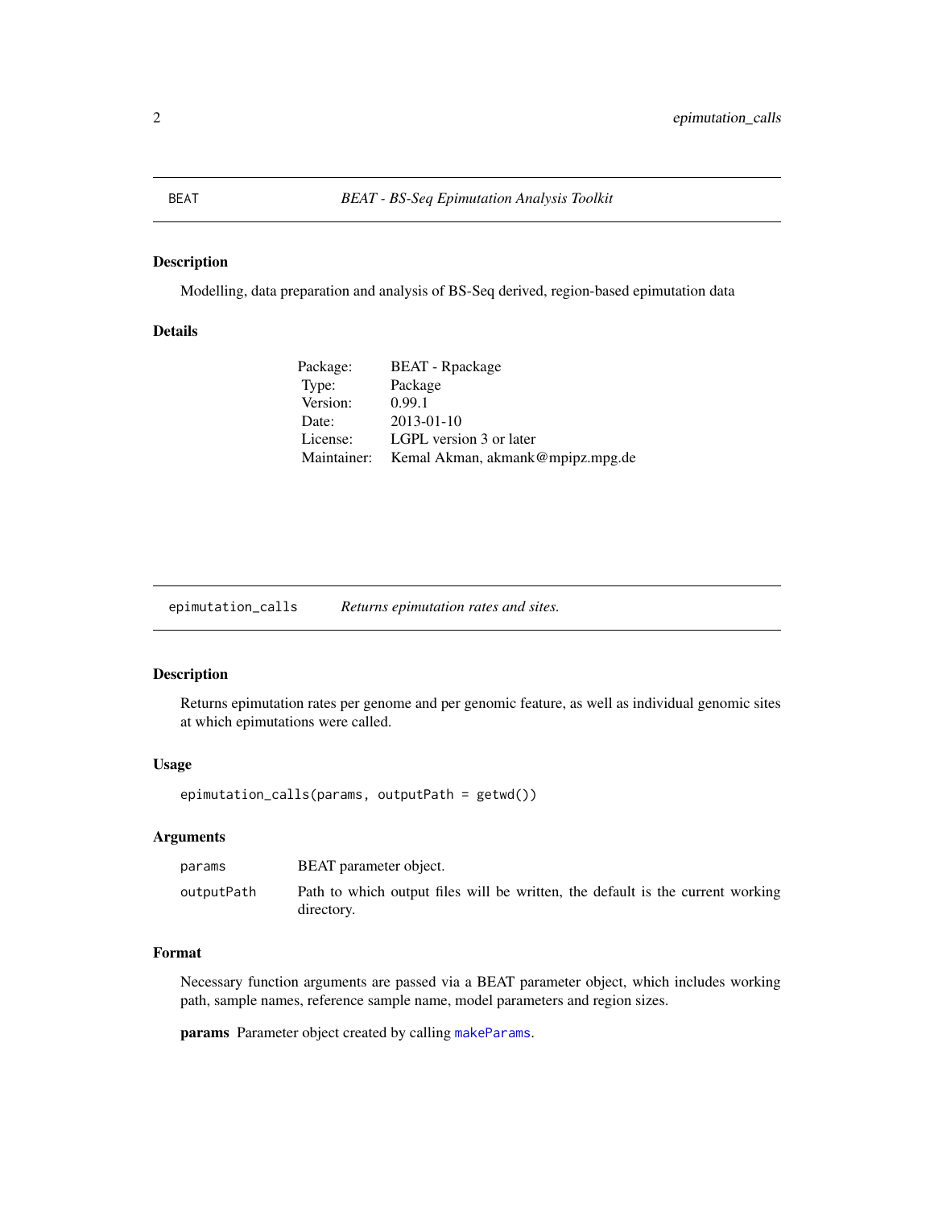## BEAT — *BEAT - BS-Seq Epimutation Analysis Toolkit*

### Description

Modelling, data preparation and analysis of BS-Seq derived, region-based epimutation data

### Details

| | |
|---|---|
| Package: | BEAT - Rpackage |
| Type: | Package |
| Version: | 0.99.1 |
| Date: | 2013-01-10 |
| License: | LGPL version 3 or later |
| Maintainer: | Kemal Akman, akmank@mpipz.mpg.de |

## epimutation_calls — *Returns epimutation rates and sites.*

### Description

Returns epimutation rates per genome and per genomic feature, as well as individual genomic sites at which epimutations were called.

### Usage

```
epimutation_calls(params, outputPath = getwd())
```

### Arguments

| | |
|---|---|
| `params` | BEAT parameter object. |
| `outputPath` | Path to which output files will be written, the default is the current working directory. |

### Format

Necessary function arguments are passed via a BEAT parameter object, which includes working path, sample names, reference sample name, model parameters and region sizes.

**params** Parameter object created by calling `makeParams`.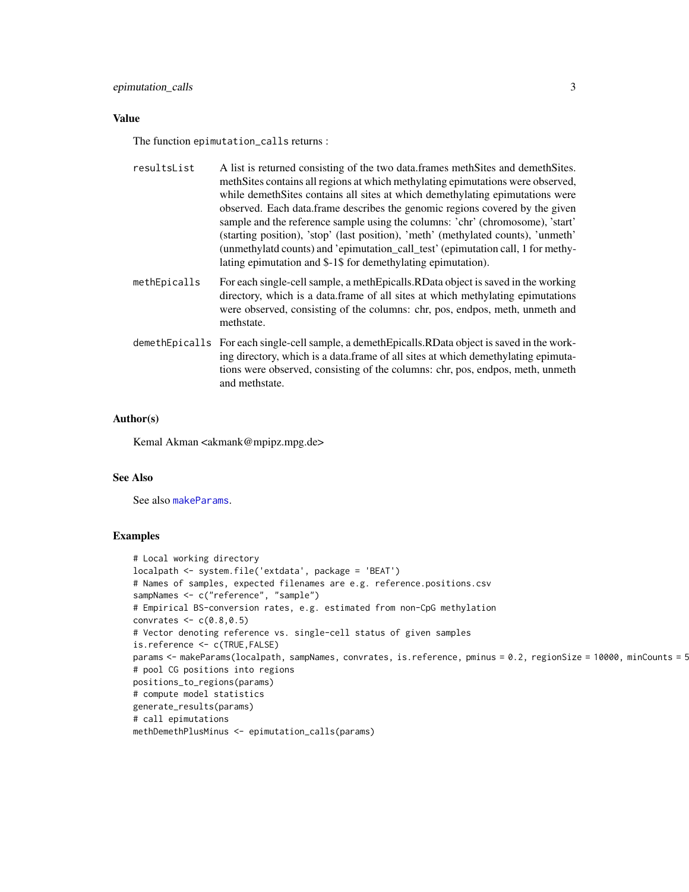## Value

The function `epimutation_calls` returns :

`resultsList`
: A list is returned consisting of the two data.frames methSites and demethSites. methSites contains all regions at which methylating epimutations were observed, while demethSites contains all sites at which demethylating epimutations were observed. Each data.frame describes the genomic regions covered by the given sample and the reference sample using the columns: 'chr' (chromosome), 'start' (starting position), 'stop' (last position), 'meth' (methylated counts), 'unmeth' (unmethylatd counts) and 'epimutation_call_test' (epimutation call, 1 for methylating epimutation and $-1$ for demethylating epimutation).

`methEpicalls`
: For each single-cell sample, a methEpicalls.RData object is saved in the working directory, which is a data.frame of all sites at which methylating epimutations were observed, consisting of the columns: chr, pos, endpos, meth, unmeth and methstate.

`demethEpicalls`
: For each single-cell sample, a demethEpicalls.RData object is saved in the working directory, which is a data.frame of all sites at which demethylating epimutations were observed, consisting of the columns: chr, pos, endpos, meth, unmeth and methstate.

## Author(s)

Kemal Akman <akmank@mpipz.mpg.de>

## See Also

See also `makeParams`.

## Examples

```
# Local working directory
localpath <- system.file('extdata', package = 'BEAT')
# Names of samples, expected filenames are e.g. reference.positions.csv
sampNames <- c("reference", "sample")
# Empirical BS-conversion rates, e.g. estimated from non-CpG methylation
convrates <- c(0.8,0.5)
# Vector denoting reference vs. single-cell status of given samples
is.reference <- c(TRUE,FALSE)
params <- makeParams(localpath, sampNames, convrates, is.reference, pminus = 0.2, regionSize = 10000, minCounts = 5
# pool CG positions into regions
positions_to_regions(params)
# compute model statistics
generate_results(params)
# call epimutations
methDemethPlusMinus <- epimutation_calls(params)
```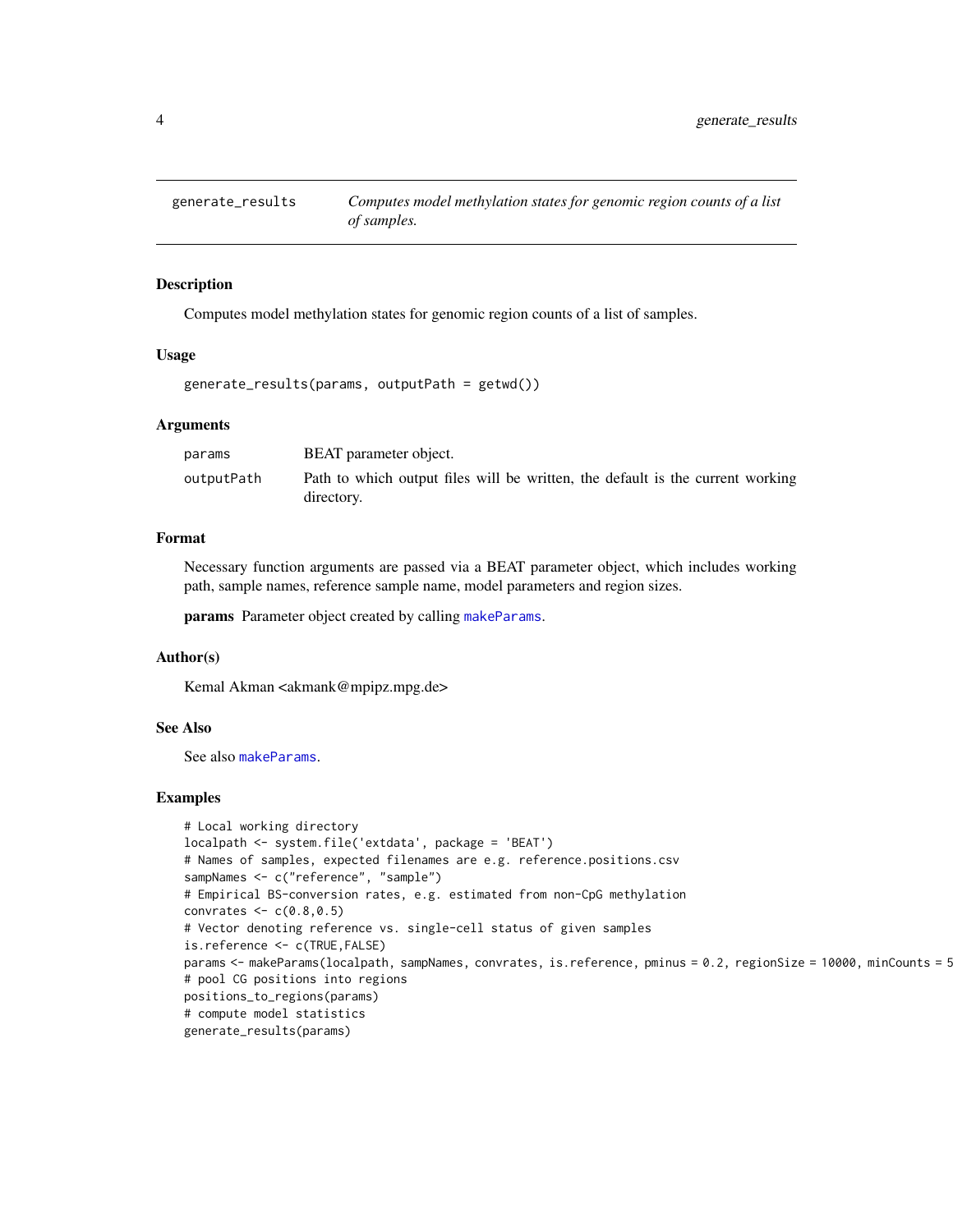# generate_results — *Computes model methylation states for genomic region counts of a list of samples.*

## Description

Computes model methylation states for genomic region counts of a list of samples.

## Usage

```
generate_results(params, outputPath = getwd())
```

## Arguments

| | |
|---|---|
| params | BEAT parameter object. |
| outputPath | Path to which output files will be written, the default is the current working directory. |

## Format

Necessary function arguments are passed via a BEAT parameter object, which includes working path, sample names, reference sample name, model parameters and region sizes.

**params** Parameter object created by calling makeParams.

## Author(s)

Kemal Akman <akmank@mpipz.mpg.de>

## See Also

See also makeParams.

## Examples

```
# Local working directory
localpath <- system.file('extdata', package = 'BEAT')
# Names of samples, expected filenames are e.g. reference.positions.csv
sampNames <- c("reference", "sample")
# Empirical BS-conversion rates, e.g. estimated from non-CpG methylation
convrates <- c(0.8,0.5)
# Vector denoting reference vs. single-cell status of given samples
is.reference <- c(TRUE,FALSE)
params <- makeParams(localpath, sampNames, convrates, is.reference, pminus = 0.2, regionSize = 10000, minCounts = 5
# pool CG positions into regions
positions_to_regions(params)
# compute model statistics
generate_results(params)
```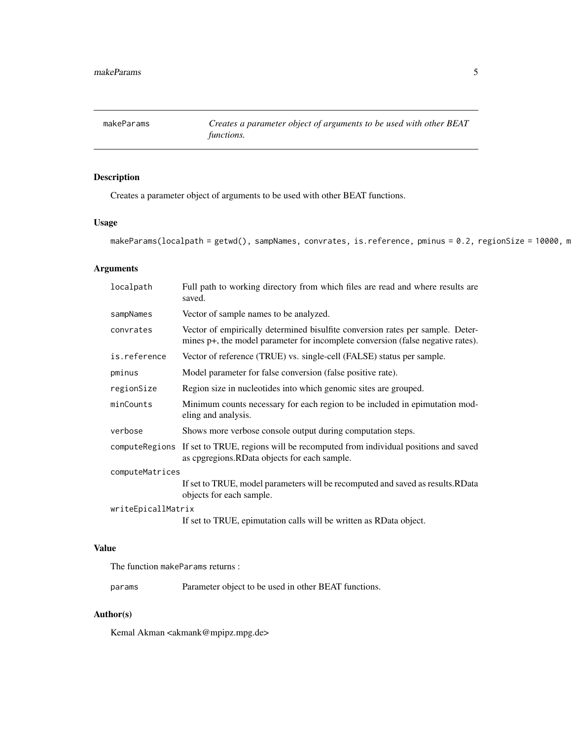# makeParams — *Creates a parameter object of arguments to be used with other BEAT functions.*

## Description

Creates a parameter object of arguments to be used with other BEAT functions.

## Usage

```
makeParams(localpath = getwd(), sampNames, convrates, is.reference, pminus = 0.2, regionSize = 10000, m
```

## Arguments

| Argument | Description |
|---|---|
| localpath | Full path to working directory from which files are read and where results are saved. |
| sampNames | Vector of sample names to be analyzed. |
| convrates | Vector of empirically determined bisulfite conversion rates per sample. Determines p+, the model parameter for incomplete conversion (false negative rates). |
| is.reference | Vector of reference (TRUE) vs. single-cell (FALSE) status per sample. |
| pminus | Model parameter for false conversion (false positive rate). |
| regionSize | Region size in nucleotides into which genomic sites are grouped. |
| minCounts | Minimum counts necessary for each region to be included in epimutation modeling and analysis. |
| verbose | Shows more verbose console output during computation steps. |
| computeRegions | If set to TRUE, regions will be recomputed from individual positions and saved as cpgregions.RData objects for each sample. |
| computeMatrices | If set to TRUE, model parameters will be recomputed and saved as results.RData objects for each sample. |
| writeEpicallMatrix | If set to TRUE, epimutation calls will be written as RData object. |

## Value

The function makeParams returns :

| | |
|---|---|
| params | Parameter object to be used in other BEAT functions. |

## Author(s)

Kemal Akman <akmank@mpipz.mpg.de>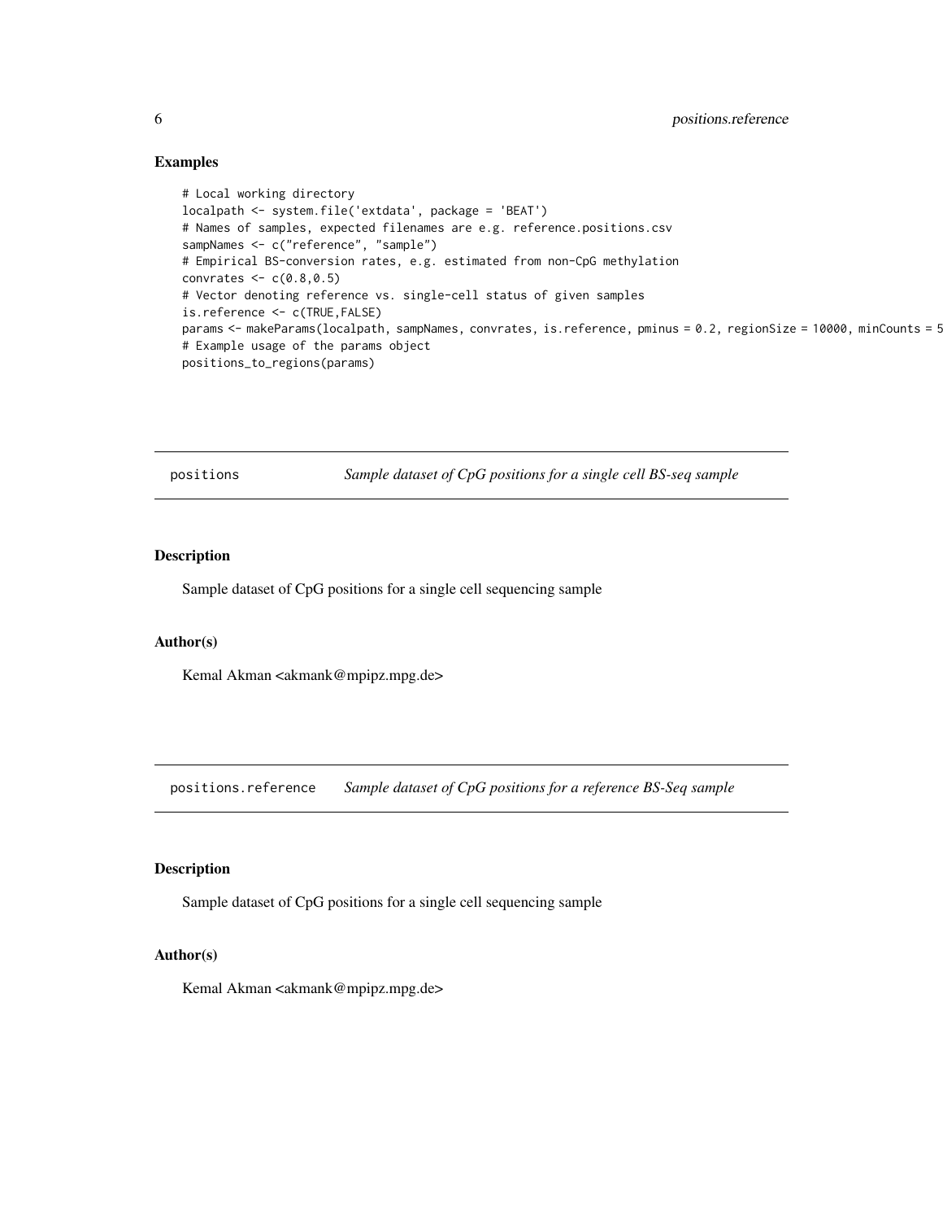## Examples

```
# Local working directory
localpath <- system.file('extdata', package = 'BEAT')
# Names of samples, expected filenames are e.g. reference.positions.csv
sampNames <- c("reference", "sample")
# Empirical BS-conversion rates, e.g. estimated from non-CpG methylation
convrates <- c(0.8,0.5)
# Vector denoting reference vs. single-cell status of given samples
is.reference <- c(TRUE,FALSE)
params <- makeParams(localpath, sampNames, convrates, is.reference, pminus = 0.2, regionSize = 10000, minCounts = 5
# Example usage of the params object
positions_to_regions(params)
```

---

## positions — *Sample dataset of CpG positions for a single cell BS-seq sample*

### Description

Sample dataset of CpG positions for a single cell sequencing sample

### Author(s)

Kemal Akman <akmank@mpipz.mpg.de>

---

## positions.reference — *Sample dataset of CpG positions for a reference BS-Seq sample*

### Description

Sample dataset of CpG positions for a single cell sequencing sample

### Author(s)

Kemal Akman <akmank@mpipz.mpg.de>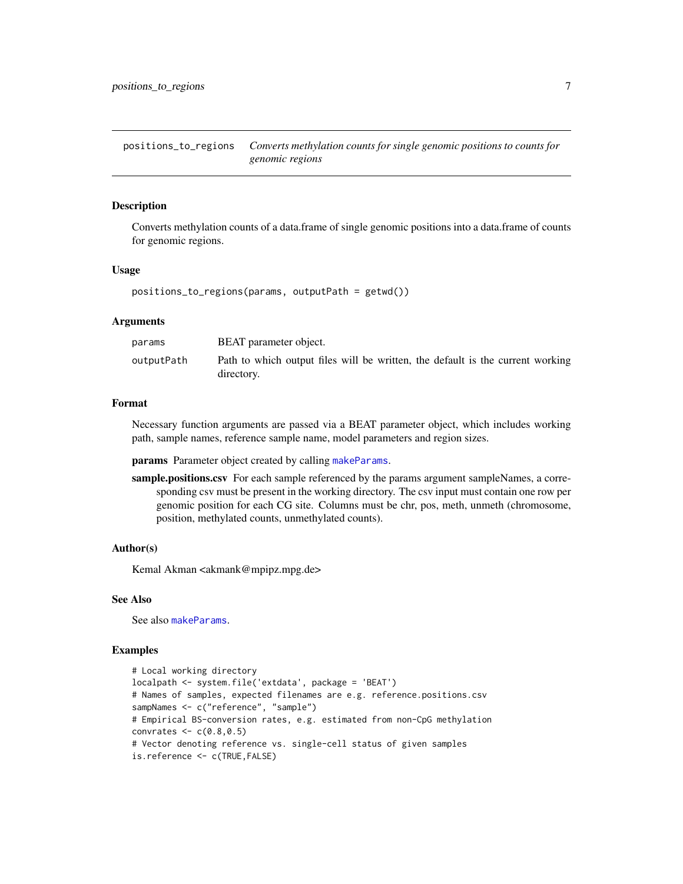# positions_to_regions

*Converts methylation counts for single genomic positions to counts for genomic regions*

## Description

Converts methylation counts of a data.frame of single genomic positions into a data.frame of counts for genomic regions.

## Usage

```
positions_to_regions(params, outputPath = getwd())
```

## Arguments

| | |
|---|---|
| params | BEAT parameter object. |
| outputPath | Path to which output files will be written, the default is the current working directory. |

## Format

Necessary function arguments are passed via a BEAT parameter object, which includes working path, sample names, reference sample name, model parameters and region sizes.

**params** Parameter object created by calling makeParams.

**sample.positions.csv** For each sample referenced by the params argument sampleNames, a corresponding csv must be present in the working directory. The csv input must contain one row per genomic position for each CG site. Columns must be chr, pos, meth, unmeth (chromosome, position, methylated counts, unmethylated counts).

## Author(s)

Kemal Akman <akmank@mpipz.mpg.de>

## See Also

See also makeParams.

## Examples

```
# Local working directory
localpath <- system.file('extdata', package = 'BEAT')
# Names of samples, expected filenames are e.g. reference.positions.csv
sampNames <- c("reference", "sample")
# Empirical BS-conversion rates, e.g. estimated from non-CpG methylation
convrates <- c(0.8,0.5)
# Vector denoting reference vs. single-cell status of given samples
is.reference <- c(TRUE,FALSE)
```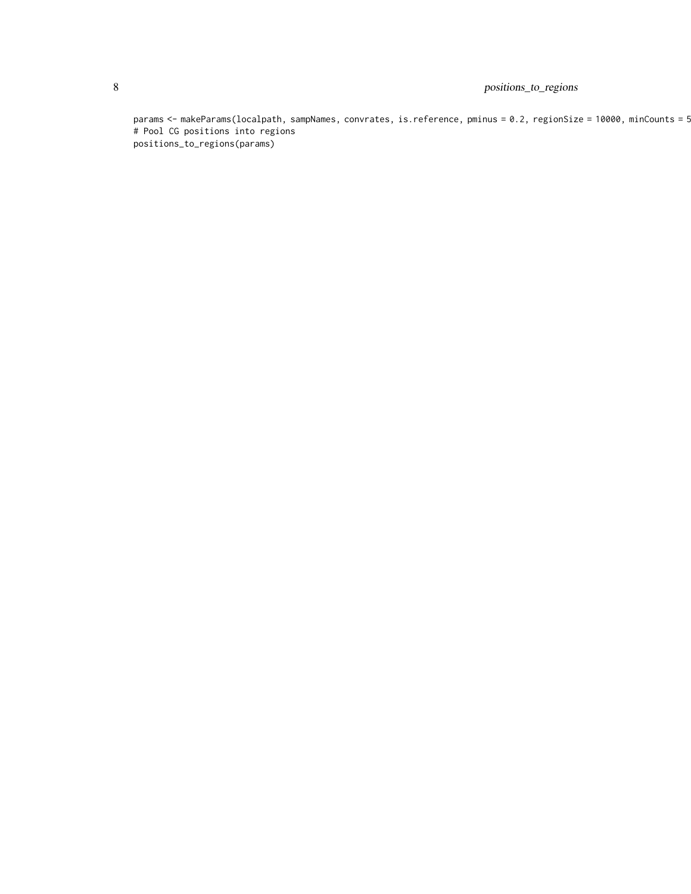```
params <- makeParams(localpath, sampNames, convrates, is.reference, pminus = 0.2, regionSize = 10000, minCounts = 5
# Pool CG positions into regions
positions_to_regions(params)
```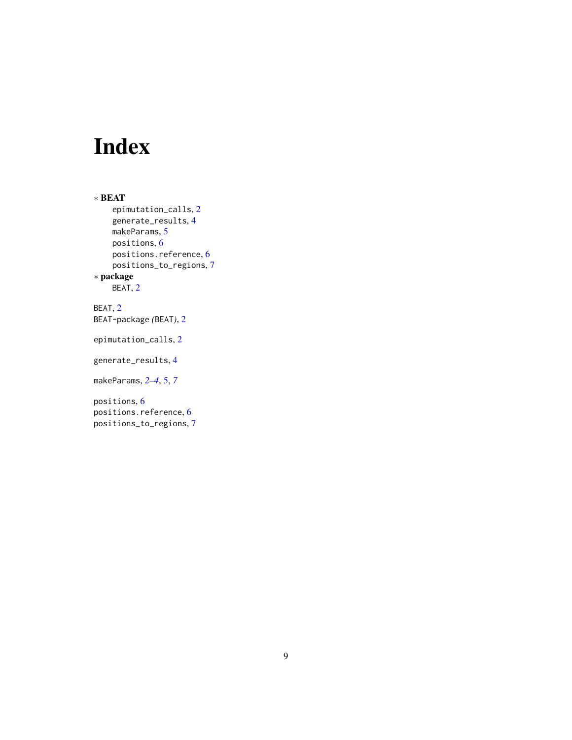# Index

∗ **BEAT**
- epimutation_calls, 2
- generate_results, 4
- makeParams, 5
- positions, 6
- positions.reference, 6
- positions_to_regions, 7

∗ **package**
- BEAT, 2

BEAT, 2
BEAT-package *(*BEAT*)*, 2

epimutation_calls, 2

generate_results, 4

makeParams, *2–4*, 5, *7*

positions, 6
positions.reference, 6
positions_to_regions, 7